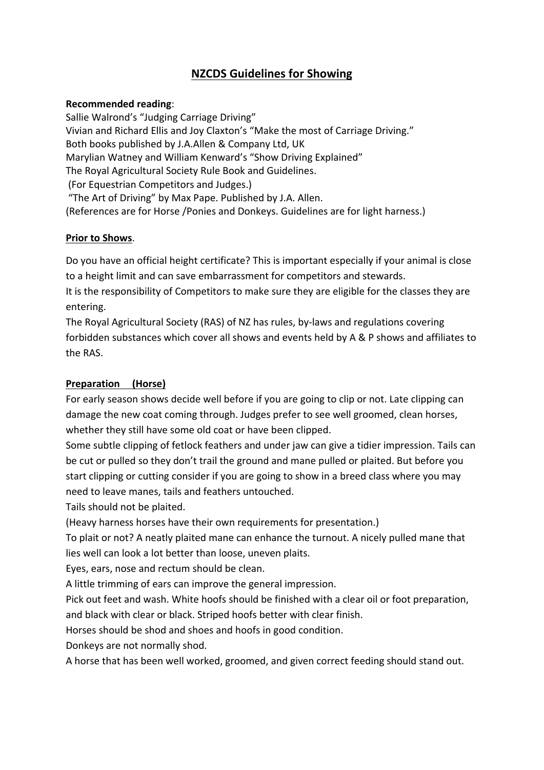# NZCDS Guidelines for Showing

**Recommended reading**:

Sallie Walrond's "Judging Carriage Driving"
Vivian and Richard Ellis and Joy Claxton's "Make the most of Carriage Driving."
Both books published by J.A.Allen & Company Ltd, UK
Marylian Watney and William Kenward's "Show Driving Explained"
The Royal Agricultural Society Rule Book and Guidelines.
(For Equestrian Competitors and Judges.)
"The Art of Driving" by Max Pape. Published by J.A. Allen.
(References are for Horse /Ponies and Donkeys. Guidelines are for light harness.)

## Prior to Shows.

Do you have an official height certificate? This is important especially if your animal is close to a height limit and can save embarrassment for competitors and stewards.

It is the responsibility of Competitors to make sure they are eligible for the classes they are entering.

The Royal Agricultural Society (RAS) of NZ has rules, by-laws and regulations covering forbidden substances which cover all shows and events held by A & P shows and affiliates to the RAS.

## Preparation (Horse)

For early season shows decide well before if you are going to clip or not. Late clipping can damage the new coat coming through. Judges prefer to see well groomed, clean horses, whether they still have some old coat or have been clipped.

Some subtle clipping of fetlock feathers and under jaw can give a tidier impression. Tails can be cut or pulled so they don't trail the ground and mane pulled or plaited. But before you start clipping or cutting consider if you are going to show in a breed class where you may need to leave manes, tails and feathers untouched.

Tails should not be plaited.

(Heavy harness horses have their own requirements for presentation.)

To plait or not? A neatly plaited mane can enhance the turnout. A nicely pulled mane that lies well can look a lot better than loose, uneven plaits.

Eyes, ears, nose and rectum should be clean.

A little trimming of ears can improve the general impression.

Pick out feet and wash. White hoofs should be finished with a clear oil or foot preparation, and black with clear or black. Striped hoofs better with clear finish.

Horses should be shod and shoes and hoofs in good condition.

Donkeys are not normally shod.

A horse that has been well worked, groomed, and given correct feeding should stand out.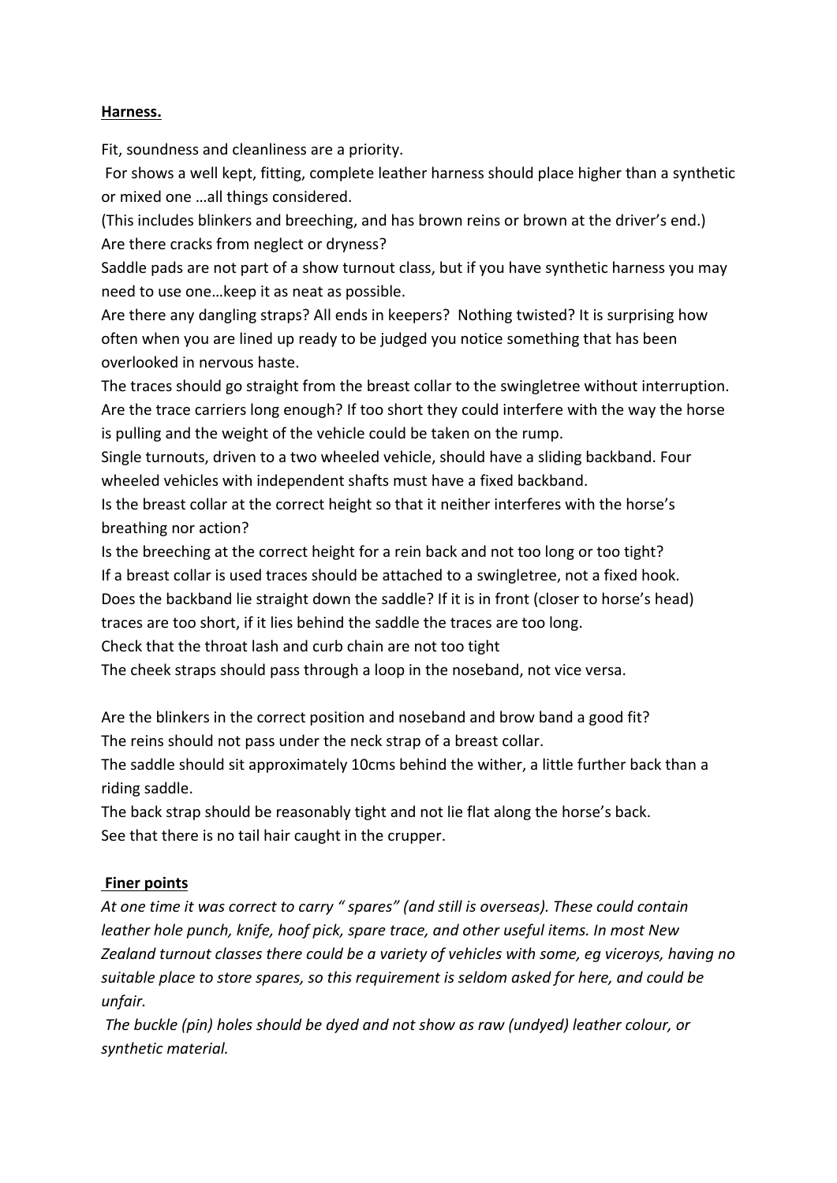**Harness.**

Fit, soundness and cleanliness are a priority.

For shows a well kept, fitting, complete leather harness should place higher than a synthetic or mixed one …all things considered.

(This includes blinkers and breeching, and has brown reins or brown at the driver's end.)

Are there cracks from neglect or dryness?

Saddle pads are not part of a show turnout class, but if you have synthetic harness you may need to use one…keep it as neat as possible.

Are there any dangling straps? All ends in keepers? Nothing twisted? It is surprising how often when you are lined up ready to be judged you notice something that has been overlooked in nervous haste.

The traces should go straight from the breast collar to the swingletree without interruption.

Are the trace carriers long enough? If too short they could interfere with the way the horse is pulling and the weight of the vehicle could be taken on the rump.

Single turnouts, driven to a two wheeled vehicle, should have a sliding backband. Four wheeled vehicles with independent shafts must have a fixed backband.

Is the breast collar at the correct height so that it neither interferes with the horse's breathing nor action?

Is the breeching at the correct height for a rein back and not too long or too tight?

If a breast collar is used traces should be attached to a swingletree, not a fixed hook.

Does the backband lie straight down the saddle? If it is in front (closer to horse's head) traces are too short, if it lies behind the saddle the traces are too long.

Check that the throat lash and curb chain are not too tight

The cheek straps should pass through a loop in the noseband, not vice versa.

Are the blinkers in the correct position and noseband and brow band a good fit?

The reins should not pass under the neck strap of a breast collar.

The saddle should sit approximately 10cms behind the wither, a little further back than a riding saddle.

The back strap should be reasonably tight and not lie flat along the horse's back.

See that there is no tail hair caught in the crupper.

**Finer points**

*At one time it was correct to carry " spares" (and still is overseas). These could contain leather hole punch, knife, hoof pick, spare trace, and other useful items. In most New Zealand turnout classes there could be a variety of vehicles with some, eg viceroys, having no suitable place to store spares, so this requirement is seldom asked for here, and could be unfair.*

*The buckle (pin) holes should be dyed and not show as raw (undyed) leather colour, or synthetic material.*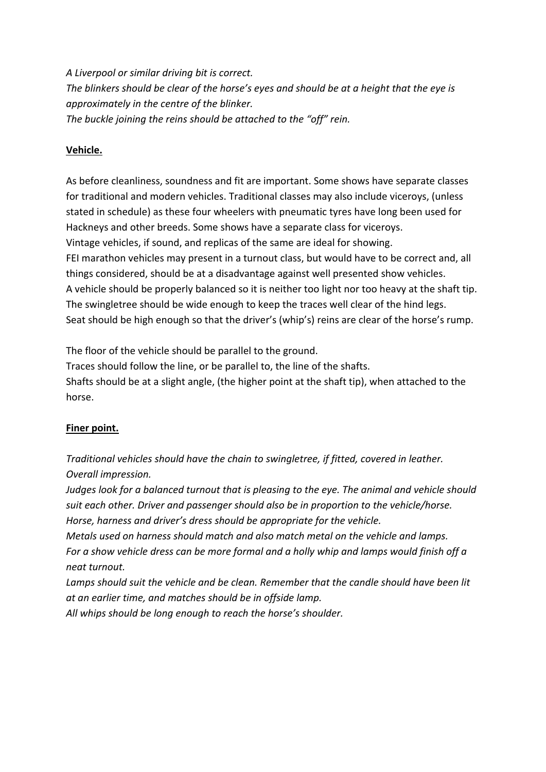*A Liverpool or similar driving bit is correct.*
*The blinkers should be clear of the horse's eyes and should be at a height that the eye is approximately in the centre of the blinker.*
*The buckle joining the reins should be attached to the "off" rein.*

**<u>Vehicle.</u>**

As before cleanliness, soundness and fit are important. Some shows have separate classes for traditional and modern vehicles. Traditional classes may also include viceroys, (unless stated in schedule) as these four wheelers with pneumatic tyres have long been used for Hackneys and other breeds. Some shows have a separate class for viceroys.
Vintage vehicles, if sound, and replicas of the same are ideal for showing.
FEI marathon vehicles may present in a turnout class, but would have to be correct and, all things considered, should be at a disadvantage against well presented show vehicles.
A vehicle should be properly balanced so it is neither too light nor too heavy at the shaft tip.
The swingletree should be wide enough to keep the traces well clear of the hind legs.
Seat should be high enough so that the driver's (whip's) reins are clear of the horse's rump.

The floor of the vehicle should be parallel to the ground.
Traces should follow the line, or be parallel to, the line of the shafts.
Shafts should be at a slight angle, (the higher point at the shaft tip), when attached to the horse.

**<u>Finer point.</u>**

*Traditional vehicles should have the chain to swingletree, if fitted, covered in leather.*
*Overall impression.*
*Judges look for a balanced turnout that is pleasing to the eye. The animal and vehicle should suit each other. Driver and passenger should also be in proportion to the vehicle/horse.*
*Horse, harness and driver's dress should be appropriate for the vehicle.*
*Metals used on harness should match and also match metal on the vehicle and lamps.*
*For a show vehicle dress can be more formal and a holly whip and lamps would finish off a neat turnout.*
*Lamps should suit the vehicle and be clean. Remember that the candle should have been lit at an earlier time, and matches should be in offside lamp.*
*All whips should be long enough to reach the horse's shoulder.*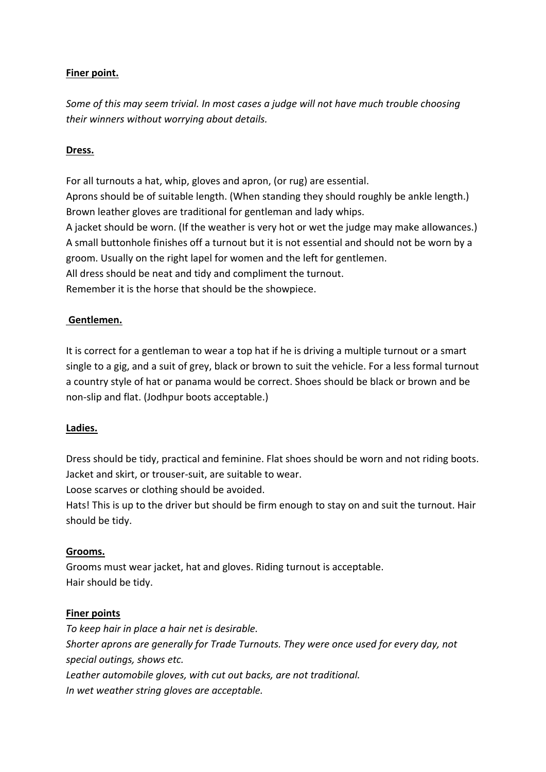**Finer point.**

*Some of this may seem trivial. In most cases a judge will not have much trouble choosing their winners without worrying about details.*

**Dress.**

For all turnouts a hat, whip, gloves and apron, (or rug) are essential.
Aprons should be of suitable length. (When standing they should roughly be ankle length.)
Brown leather gloves are traditional for gentleman and lady whips.
A jacket should be worn. (If the weather is very hot or wet the judge may make allowances.)
A small buttonhole finishes off a turnout but it is not essential and should not be worn by a groom. Usually on the right lapel for women and the left for gentlemen.
All dress should be neat and tidy and compliment the turnout.
Remember it is the horse that should be the showpiece.

**Gentlemen.**

It is correct for a gentleman to wear a top hat if he is driving a multiple turnout or a smart single to a gig, and a suit of grey, black or brown to suit the vehicle. For a less formal turnout a country style of hat or panama would be correct. Shoes should be black or brown and be non-slip and flat. (Jodhpur boots acceptable.)

**Ladies.**

Dress should be tidy, practical and feminine. Flat shoes should be worn and not riding boots. Jacket and skirt, or trouser-suit, are suitable to wear.
Loose scarves or clothing should be avoided.
Hats! This is up to the driver but should be firm enough to stay on and suit the turnout. Hair should be tidy.

**Grooms.**

Grooms must wear jacket, hat and gloves. Riding turnout is acceptable.
Hair should be tidy.

**Finer points**

*To keep hair in place a hair net is desirable.*
*Shorter aprons are generally for Trade Turnouts. They were once used for every day, not special outings, shows etc.*
*Leather automobile gloves, with cut out backs, are not traditional.*
*In wet weather string gloves are acceptable.*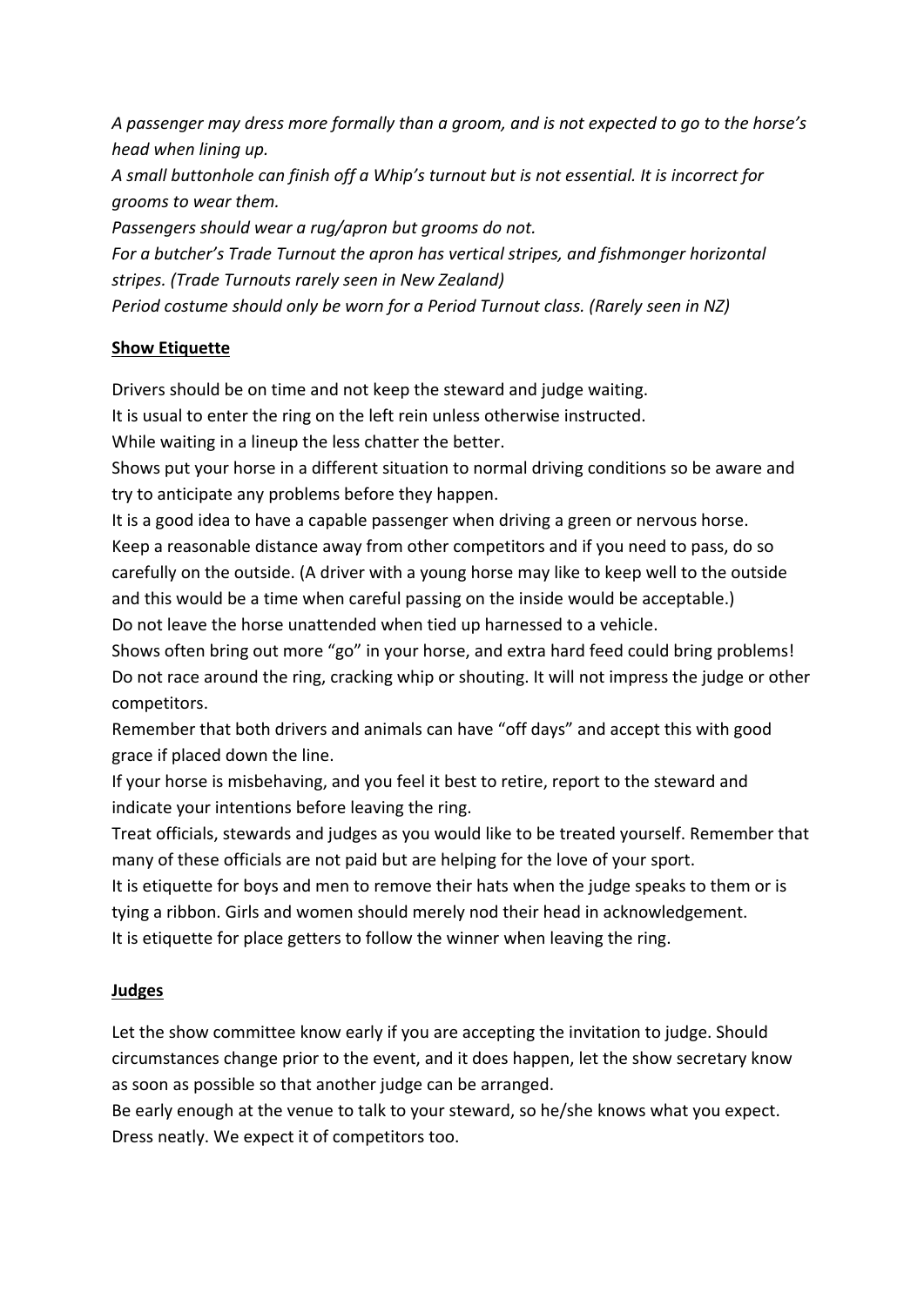*A passenger may dress more formally than a groom, and is not expected to go to the horse's head when lining up.*
*A small buttonhole can finish off a Whip's turnout but is not essential. It is incorrect for grooms to wear them.*
*Passengers should wear a rug/apron but grooms do not.*
*For a butcher's Trade Turnout the apron has vertical stripes, and fishmonger horizontal stripes. (Trade Turnouts rarely seen in New Zealand)*
*Period costume should only be worn for a Period Turnout class. (Rarely seen in NZ)*

## **Show Etiquette**

Drivers should be on time and not keep the steward and judge waiting.
It is usual to enter the ring on the left rein unless otherwise instructed.
While waiting in a lineup the less chatter the better.
Shows put your horse in a different situation to normal driving conditions so be aware and try to anticipate any problems before they happen.
It is a good idea to have a capable passenger when driving a green or nervous horse.
Keep a reasonable distance away from other competitors and if you need to pass, do so carefully on the outside. (A driver with a young horse may like to keep well to the outside and this would be a time when careful passing on the inside would be acceptable.)
Do not leave the horse unattended when tied up harnessed to a vehicle.
Shows often bring out more "go" in your horse, and extra hard feed could bring problems!
Do not race around the ring, cracking whip or shouting. It will not impress the judge or other competitors.
Remember that both drivers and animals can have "off days" and accept this with good grace if placed down the line.
If your horse is misbehaving, and you feel it best to retire, report to the steward and indicate your intentions before leaving the ring.
Treat officials, stewards and judges as you would like to be treated yourself. Remember that many of these officials are not paid but are helping for the love of your sport.
It is etiquette for boys and men to remove their hats when the judge speaks to them or is tying a ribbon. Girls and women should merely nod their head in acknowledgement.
It is etiquette for place getters to follow the winner when leaving the ring.

## **Judges**

Let the show committee know early if you are accepting the invitation to judge. Should circumstances change prior to the event, and it does happen, let the show secretary know as soon as possible so that another judge can be arranged.
Be early enough at the venue to talk to your steward, so he/she knows what you expect.
Dress neatly. We expect it of competitors too.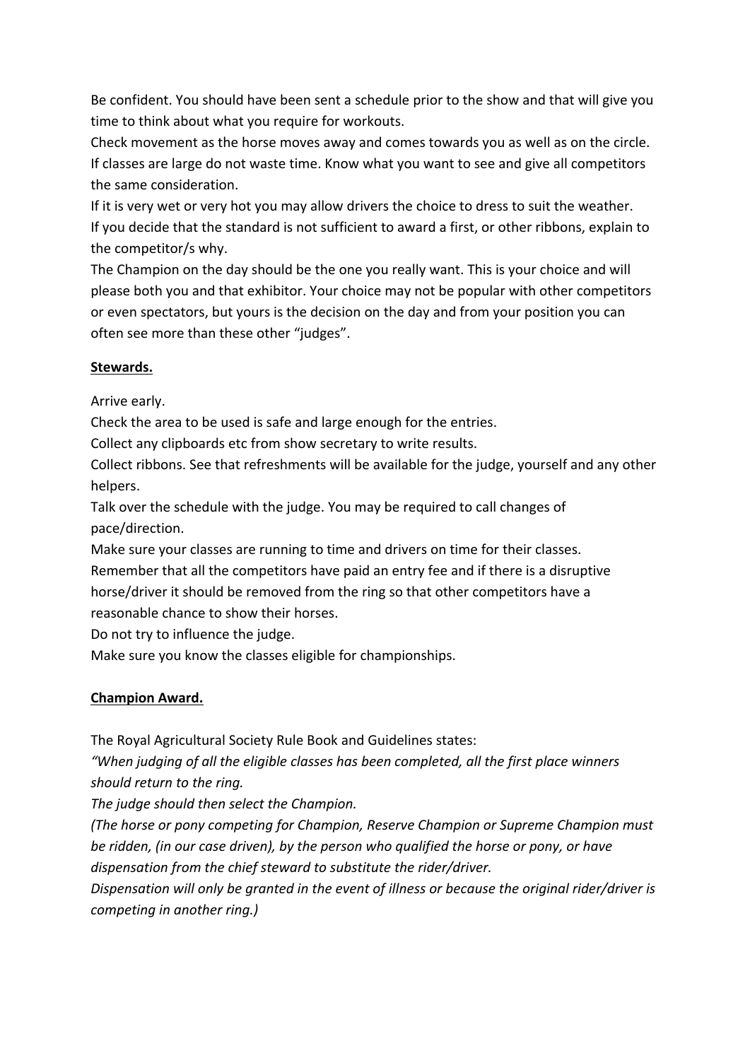Be confident. You should have been sent a schedule prior to the show and that will give you time to think about what you require for workouts.

Check movement as the horse moves away and comes towards you as well as on the circle.

If classes are large do not waste time. Know what you want to see and give all competitors the same consideration.

If it is very wet or very hot you may allow drivers the choice to dress to suit the weather.

If you decide that the standard is not sufficient to award a first, or other ribbons, explain to the competitor/s why.

The Champion on the day should be the one you really want. This is your choice and will please both you and that exhibitor. Your choice may not be popular with other competitors or even spectators, but yours is the decision on the day and from your position you can often see more than these other "judges".

## Stewards.

Arrive early.

Check the area to be used is safe and large enough for the entries.

Collect any clipboards etc from show secretary to write results.

Collect ribbons. See that refreshments will be available for the judge, yourself and any other helpers.

Talk over the schedule with the judge. You may be required to call changes of pace/direction.

Make sure your classes are running to time and drivers on time for their classes.

Remember that all the competitors have paid an entry fee and if there is a disruptive horse/driver it should be removed from the ring so that other competitors have a reasonable chance to show their horses.

Do not try to influence the judge.

Make sure you know the classes eligible for championships.

## Champion Award.

The Royal Agricultural Society Rule Book and Guidelines states:

*"When judging of all the eligible classes has been completed, all the first place winners should return to the ring.*

*The judge should then select the Champion.*

*(The horse or pony competing for Champion, Reserve Champion or Supreme Champion must be ridden, (in our case driven), by the person who qualified the horse or pony, or have dispensation from the chief steward to substitute the rider/driver.*

*Dispensation will only be granted in the event of illness or because the original rider/driver is competing in another ring.)*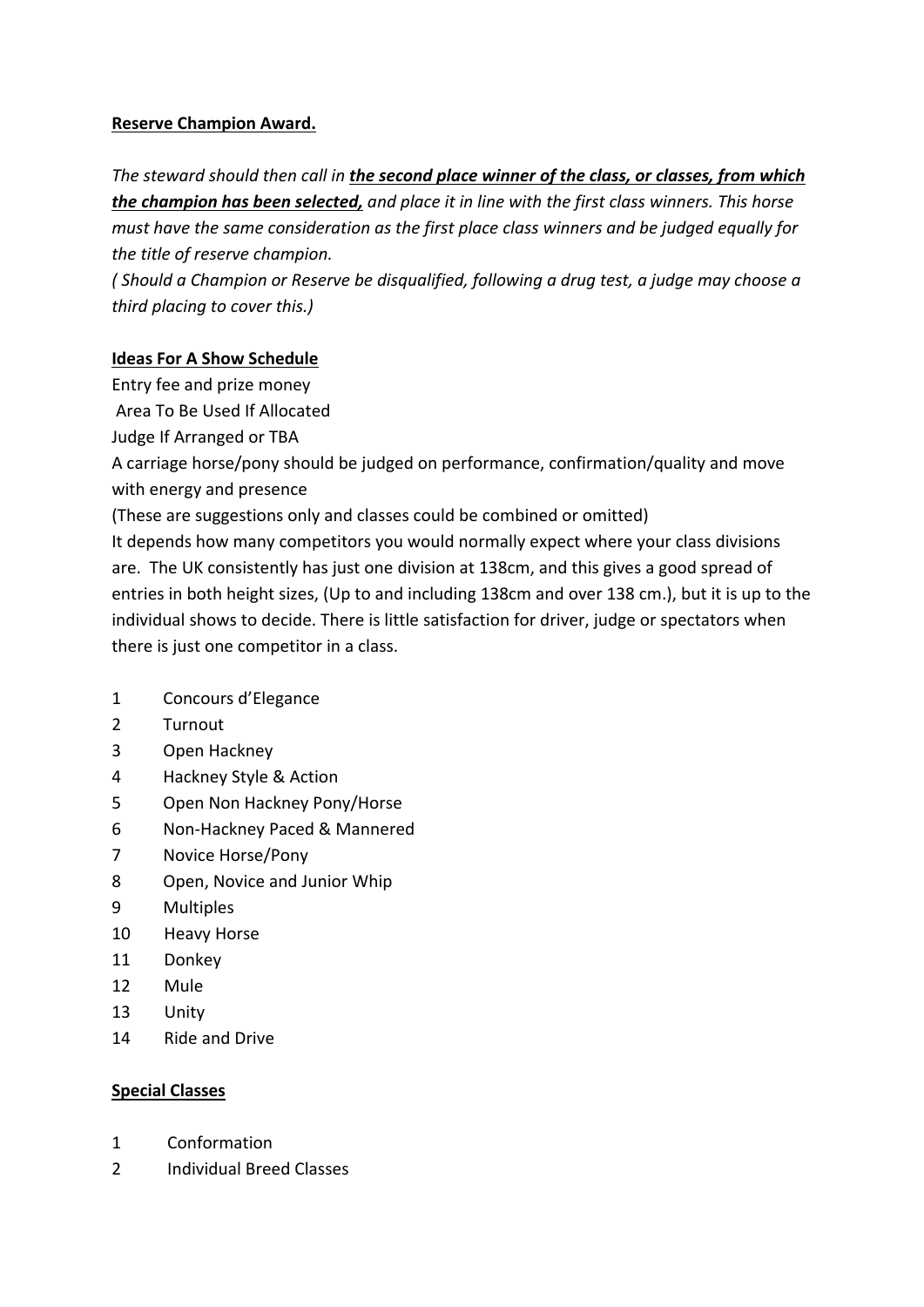**Reserve Champion Award.**

*The steward should then call in* ***the second place winner of the class, or classes, from which the champion has been selected,*** *and place it in line with the first class winners. This horse must have the same consideration as the first place class winners and be judged equally for the title of reserve champion.*

*( Should a Champion or Reserve be disqualified, following a drug test, a judge may choose a third placing to cover this.)*

**Ideas For A Show Schedule**

Entry fee and prize money

Area To Be Used If Allocated

Judge If Arranged or TBA

A carriage horse/pony should be judged on performance, confirmation/quality and move with energy and presence

(These are suggestions only and classes could be combined or omitted)

It depends how many competitors you would normally expect where your class divisions are. The UK consistently has just one division at 138cm, and this gives a good spread of entries in both height sizes, (Up to and including 138cm and over 138 cm.), but it is up to the individual shows to decide. There is little satisfaction for driver, judge or spectators when there is just one competitor in a class.

1. Concours d'Elegance
2. Turnout
3. Open Hackney
4. Hackney Style & Action
5. Open Non Hackney Pony/Horse
6. Non-Hackney Paced & Mannered
7. Novice Horse/Pony
8. Open, Novice and Junior Whip
9. Multiples
10. Heavy Horse
11. Donkey
12. Mule
13. Unity
14. Ride and Drive

**Special Classes**

1. Conformation
2. Individual Breed Classes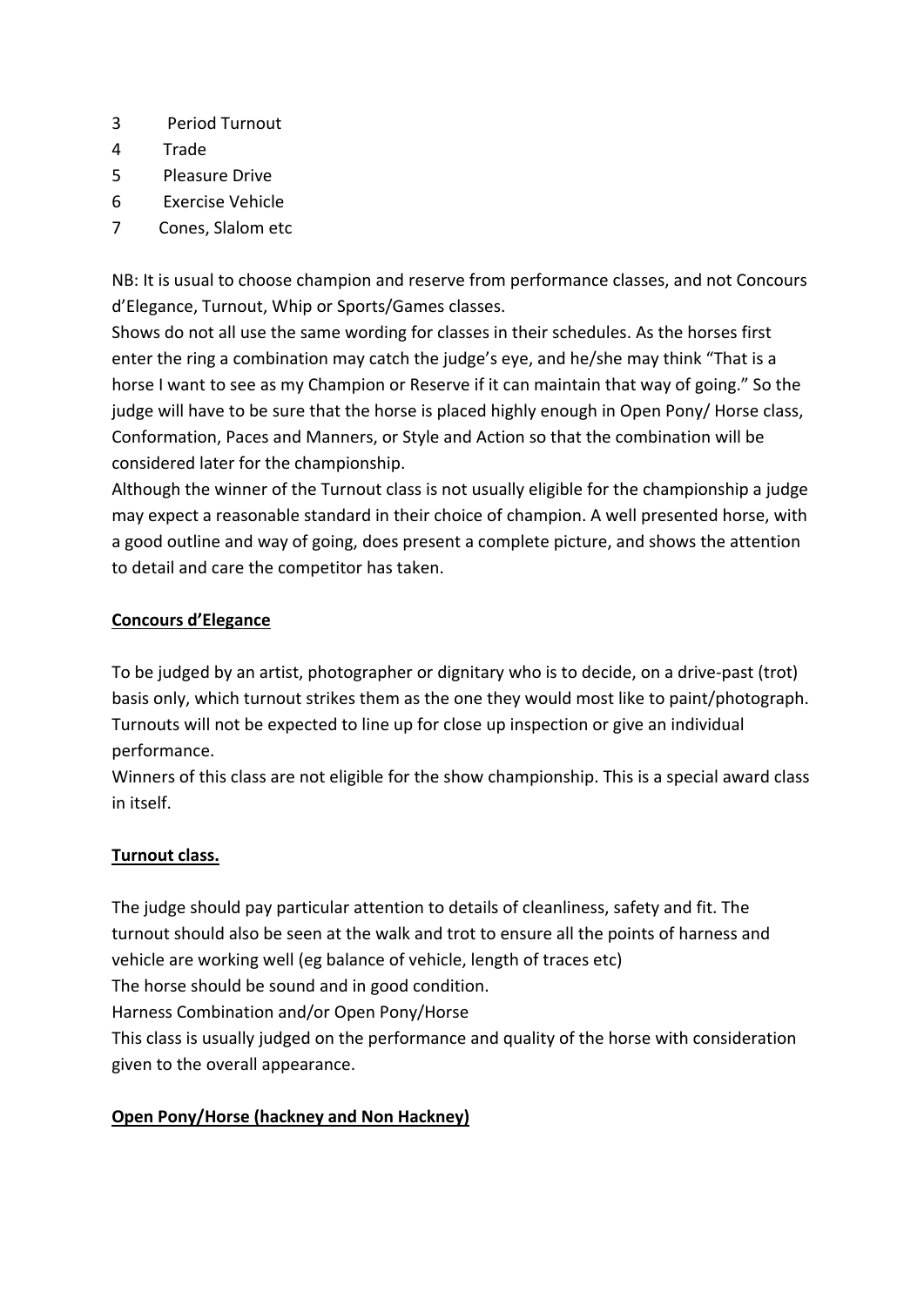3. Period Turnout
4. Trade
5. Pleasure Drive
6. Exercise Vehicle
7. Cones, Slalom etc

NB: It is usual to choose champion and reserve from performance classes, and not Concours d'Elegance, Turnout, Whip or Sports/Games classes.
Shows do not all use the same wording for classes in their schedules. As the horses first enter the ring a combination may catch the judge's eye, and he/she may think "That is a horse I want to see as my Champion or Reserve if it can maintain that way of going." So the judge will have to be sure that the horse is placed highly enough in Open Pony/ Horse class, Conformation, Paces and Manners, or Style and Action so that the combination will be considered later for the championship.
Although the winner of the Turnout class is not usually eligible for the championship a judge may expect a reasonable standard in their choice of champion. A well presented horse, with a good outline and way of going, does present a complete picture, and shows the attention to detail and care the competitor has taken.

**Concours d'Elegance**

To be judged by an artist, photographer or dignitary who is to decide, on a drive-past (trot) basis only, which turnout strikes them as the one they would most like to paint/photograph. Turnouts will not be expected to line up for close up inspection or give an individual performance.
Winners of this class are not eligible for the show championship. This is a special award class in itself.

**Turnout class.**

The judge should pay particular attention to details of cleanliness, safety and fit. The turnout should also be seen at the walk and trot to ensure all the points of harness and vehicle are working well (eg balance of vehicle, length of traces etc)
The horse should be sound and in good condition.
Harness Combination and/or Open Pony/Horse
This class is usually judged on the performance and quality of the horse with consideration given to the overall appearance.

**Open Pony/Horse (hackney and Non Hackney)**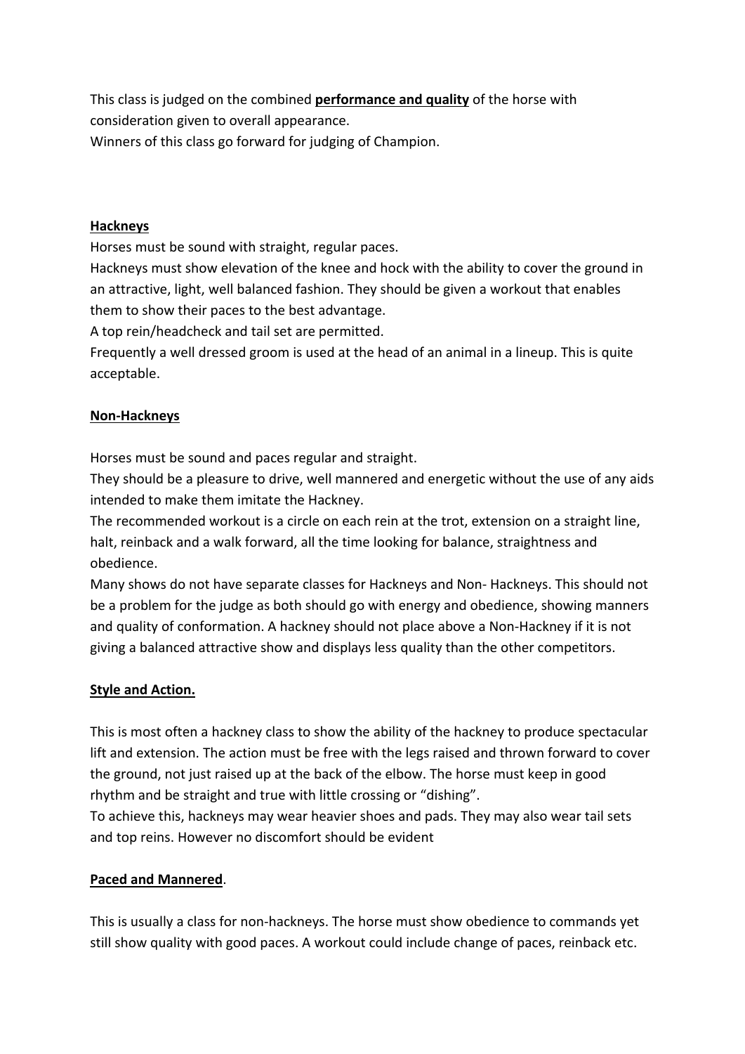This class is judged on the combined **performance and quality** of the horse with consideration given to overall appearance.
Winners of this class go forward for judging of Champion.

**Hackneys**

Horses must be sound with straight, regular paces.
Hackneys must show elevation of the knee and hock with the ability to cover the ground in an attractive, light, well balanced fashion. They should be given a workout that enables them to show their paces to the best advantage.
A top rein/headcheck and tail set are permitted.
Frequently a well dressed groom is used at the head of an animal in a lineup. This is quite acceptable.

**Non-Hackneys**

Horses must be sound and paces regular and straight.
They should be a pleasure to drive, well mannered and energetic without the use of any aids intended to make them imitate the Hackney.
The recommended workout is a circle on each rein at the trot, extension on a straight line, halt, reinback and a walk forward, all the time looking for balance, straightness and obedience.
Many shows do not have separate classes for Hackneys and Non- Hackneys. This should not be a problem for the judge as both should go with energy and obedience, showing manners and quality of conformation. A hackney should not place above a Non-Hackney if it is not giving a balanced attractive show and displays less quality than the other competitors.

**Style and Action.**

This is most often a hackney class to show the ability of the hackney to produce spectacular lift and extension. The action must be free with the legs raised and thrown forward to cover the ground, not just raised up at the back of the elbow. The horse must keep in good rhythm and be straight and true with little crossing or "dishing".
To achieve this, hackneys may wear heavier shoes and pads. They may also wear tail sets and top reins. However no discomfort should be evident

**Paced and Mannered**.

This is usually a class for non-hackneys. The horse must show obedience to commands yet still show quality with good paces. A workout could include change of paces, reinback etc.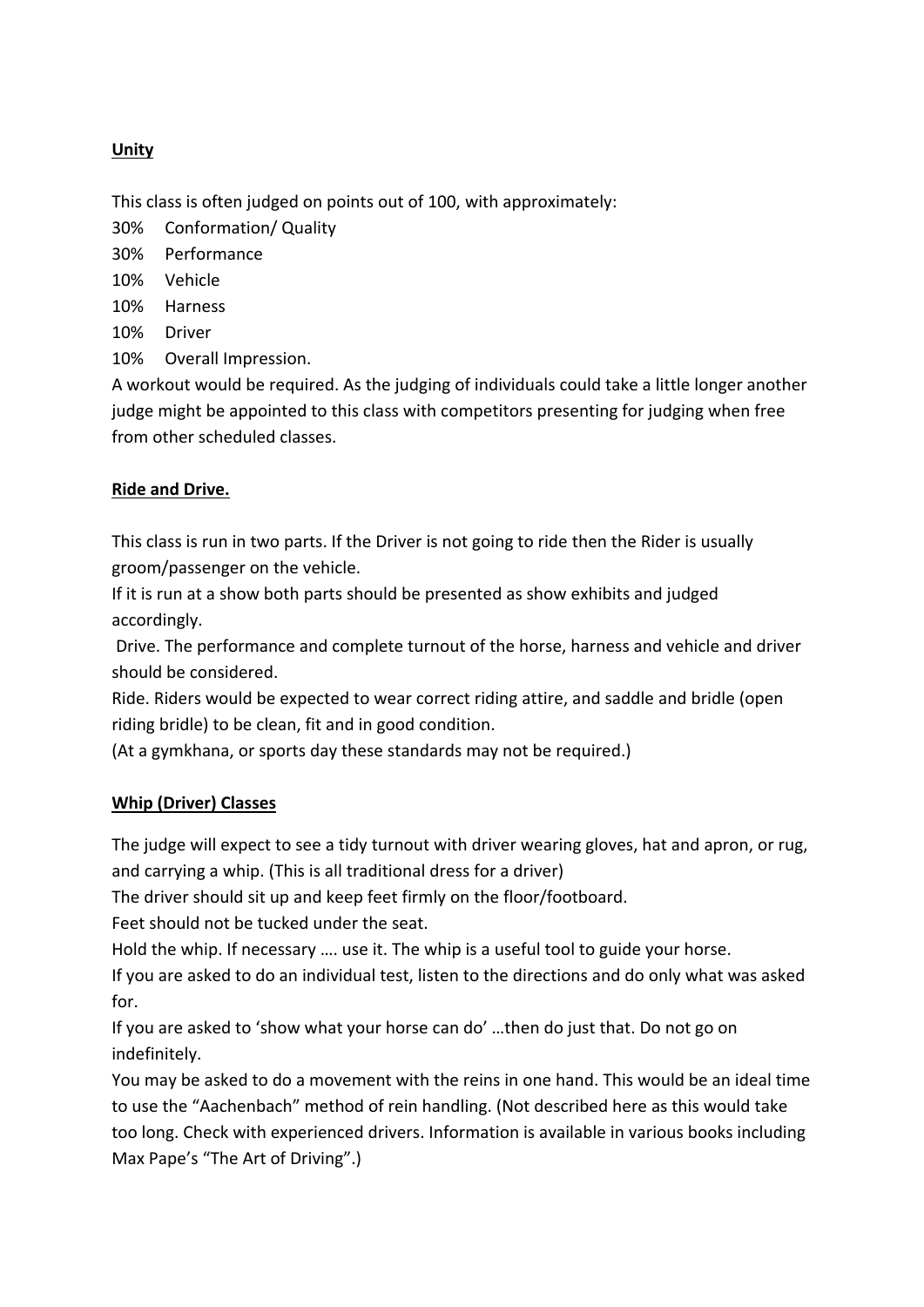**Unity**

This class is often judged on points out of 100, with approximately:

30% Conformation/ Quality
30% Performance
10% Vehicle
10% Harness
10% Driver
10% Overall Impression.

A workout would be required. As the judging of individuals could take a little longer another judge might be appointed to this class with competitors presenting for judging when free from other scheduled classes.

**Ride and Drive.**

This class is run in two parts. If the Driver is not going to ride then the Rider is usually groom/passenger on the vehicle.

If it is run at a show both parts should be presented as show exhibits and judged accordingly.

Drive. The performance and complete turnout of the horse, harness and vehicle and driver should be considered.

Ride. Riders would be expected to wear correct riding attire, and saddle and bridle (open riding bridle) to be clean, fit and in good condition.

(At a gymkhana, or sports day these standards may not be required.)

**Whip (Driver) Classes**

The judge will expect to see a tidy turnout with driver wearing gloves, hat and apron, or rug, and carrying a whip. (This is all traditional dress for a driver)

The driver should sit up and keep feet firmly on the floor/footboard.

Feet should not be tucked under the seat.

Hold the whip. If necessary …. use it. The whip is a useful tool to guide your horse.

If you are asked to do an individual test, listen to the directions and do only what was asked for.

If you are asked to 'show what your horse can do' …then do just that. Do not go on indefinitely.

You may be asked to do a movement with the reins in one hand. This would be an ideal time to use the "Aachenbach" method of rein handling. (Not described here as this would take too long. Check with experienced drivers. Information is available in various books including Max Pape's "The Art of Driving".)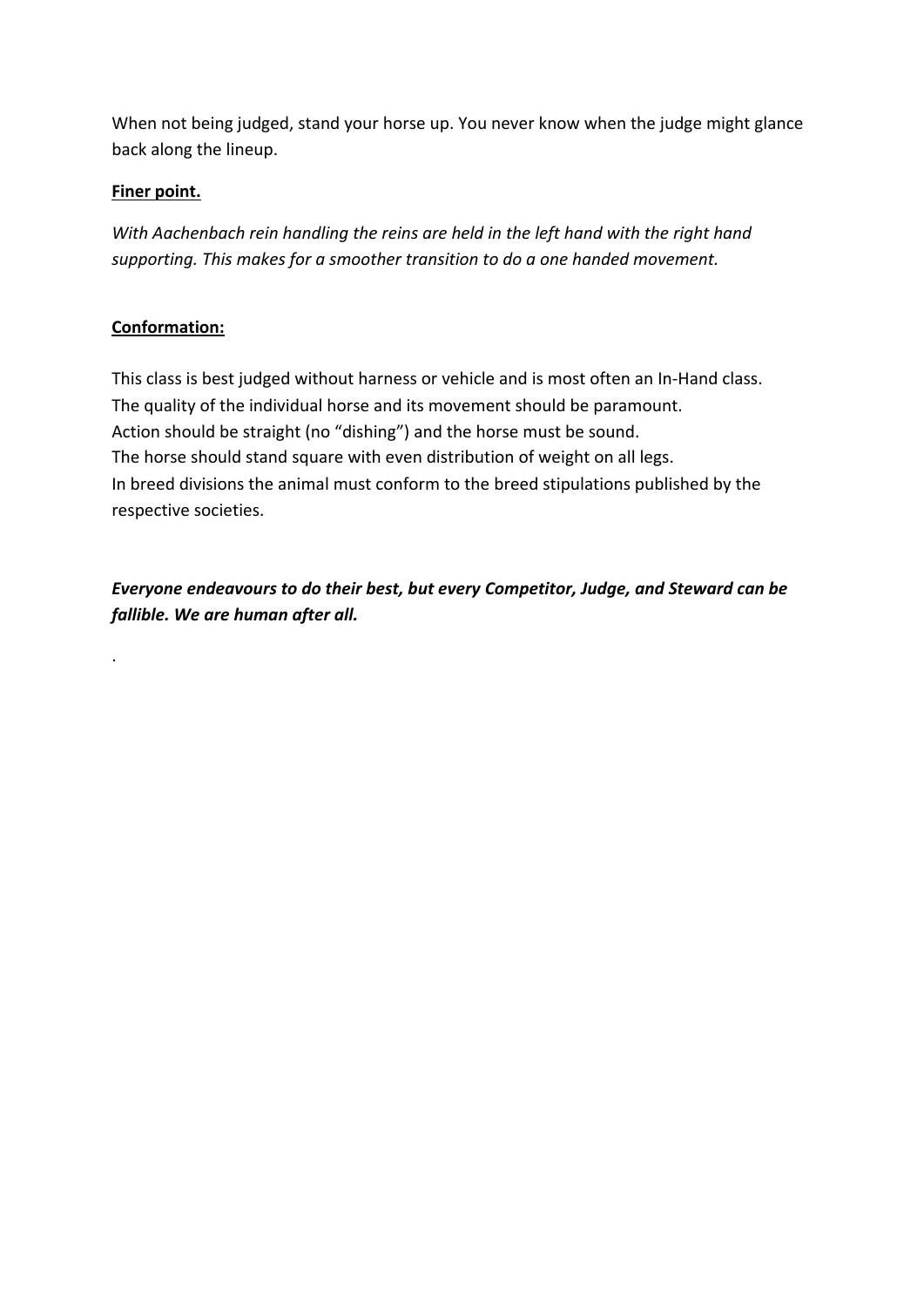When not being judged, stand your horse up. You never know when the judge might glance back along the lineup.

**Finer point.**

*With Aachenbach rein handling the reins are held in the left hand with the right hand supporting. This makes for a smoother transition to do a one handed movement.*

**Conformation:**

This class is best judged without harness or vehicle and is most often an In-Hand class.
The quality of the individual horse and its movement should be paramount.
Action should be straight (no "dishing") and the horse must be sound.
The horse should stand square with even distribution of weight on all legs.
In breed divisions the animal must conform to the breed stipulations published by the respective societies.

***Everyone endeavours to do their best, but every Competitor, Judge, and Steward can be fallible. We are human after all.***

.